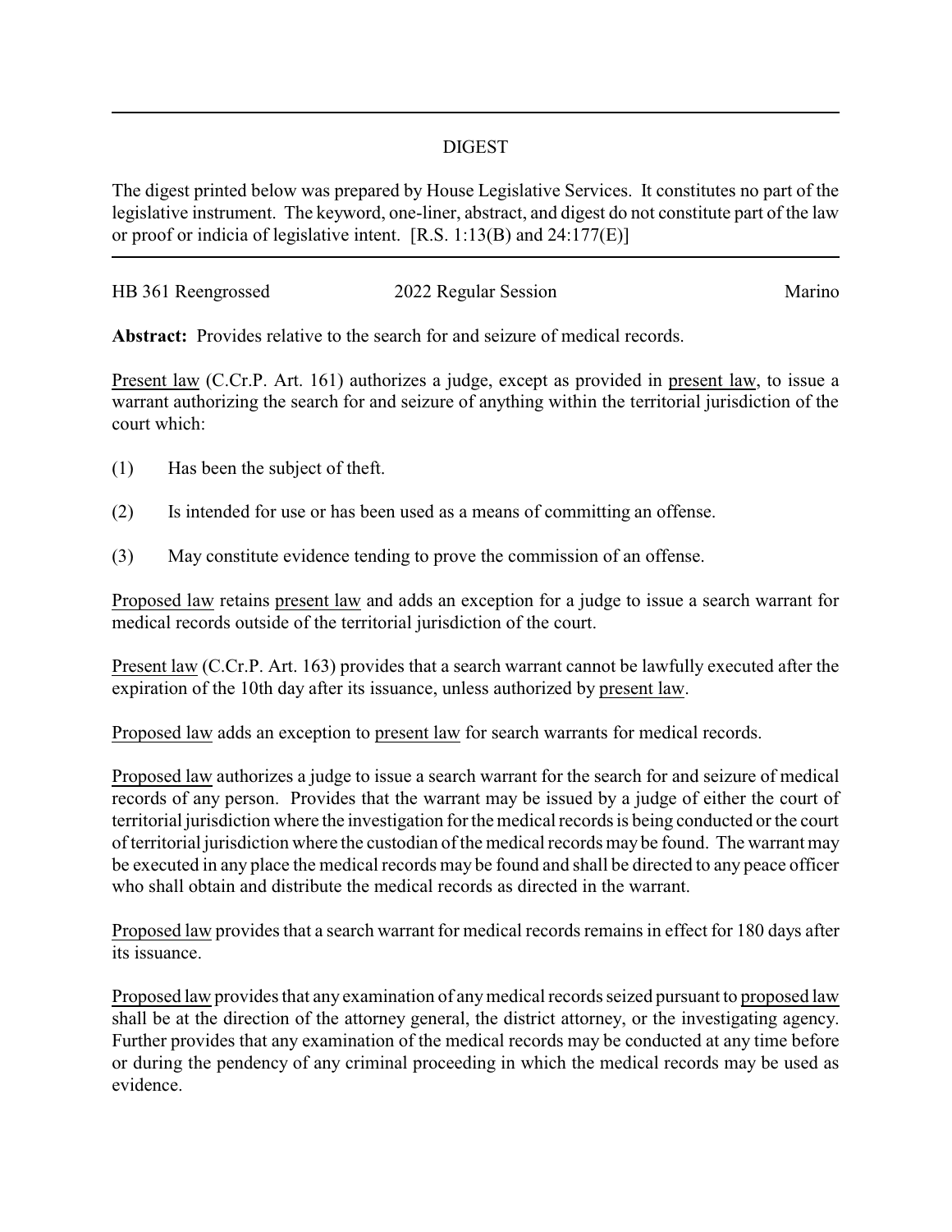# DIGEST

The digest printed below was prepared by House Legislative Services. It constitutes no part of the legislative instrument. The keyword, one-liner, abstract, and digest do not constitute part of the law or proof or indicia of legislative intent. [R.S. 1:13(B) and 24:177(E)]

---

HB 361 Reengrossed — 2022 Regular Session — Marino

**Abstract:** Provides relative to the search for and seizure of medical records.

Present law (C.Cr.P. Art. 161) authorizes a judge, except as provided in present law, to issue a warrant authorizing the search for and seizure of anything within the territorial jurisdiction of the court which:

(1) Has been the subject of theft.

(2) Is intended for use or has been used as a means of committing an offense.

(3) May constitute evidence tending to prove the commission of an offense.

Proposed law retains present law and adds an exception for a judge to issue a search warrant for medical records outside of the territorial jurisdiction of the court.

Present law (C.Cr.P. Art. 163) provides that a search warrant cannot be lawfully executed after the expiration of the 10th day after its issuance, unless authorized by present law.

Proposed law adds an exception to present law for search warrants for medical records.

Proposed law authorizes a judge to issue a search warrant for the search for and seizure of medical records of any person. Provides that the warrant may be issued by a judge of either the court of territorial jurisdiction where the investigation for the medical records is being conducted or the court of territorial jurisdiction where the custodian of the medical records may be found. The warrant may be executed in any place the medical records may be found and shall be directed to any peace officer who shall obtain and distribute the medical records as directed in the warrant.

Proposed law provides that a search warrant for medical records remains in effect for 180 days after its issuance.

Proposed law provides that any examination of any medical records seized pursuant to proposed law shall be at the direction of the attorney general, the district attorney, or the investigating agency. Further provides that any examination of the medical records may be conducted at any time before or during the pendency of any criminal proceeding in which the medical records may be used as evidence.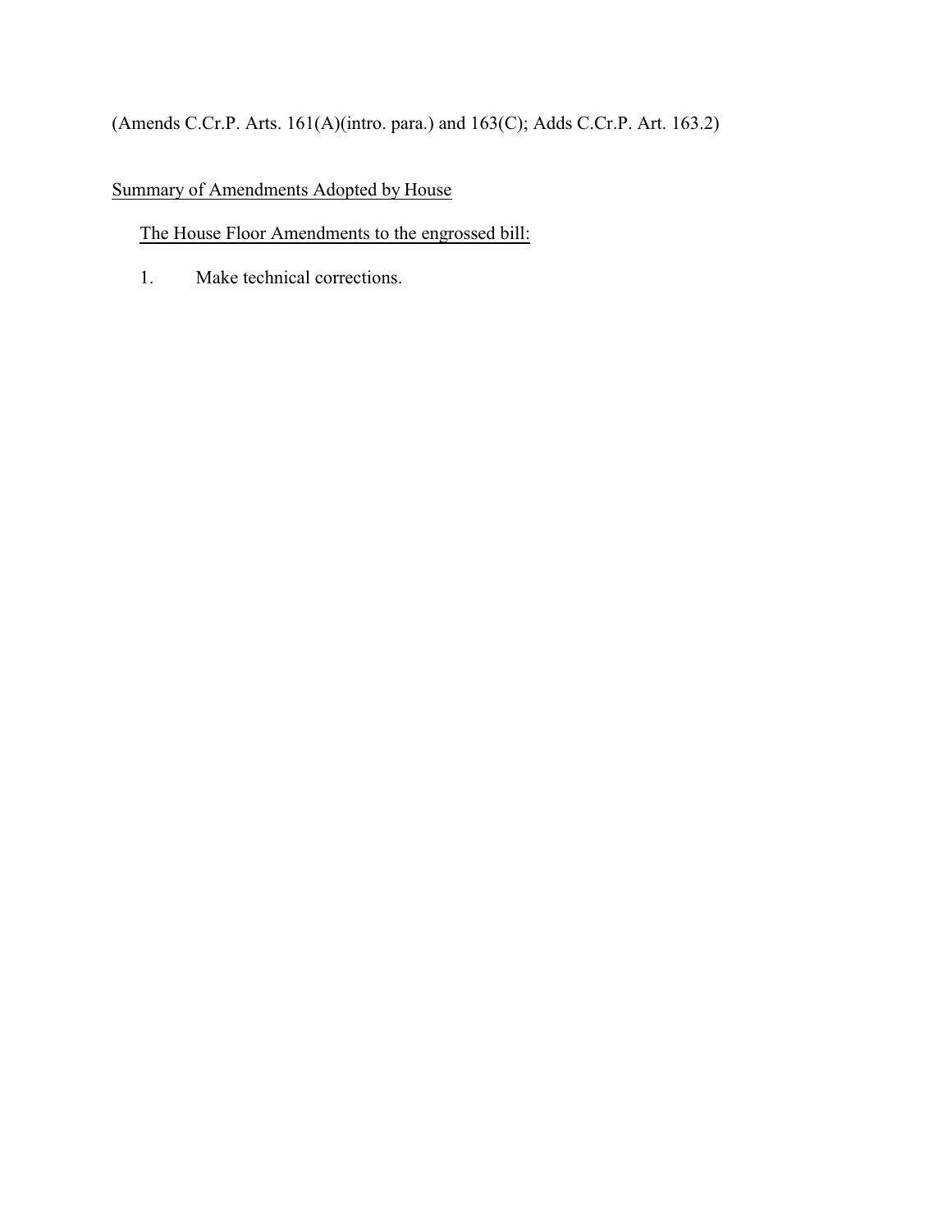(Amends C.Cr.P. Arts. 161(A)(intro. para.) and 163(C); Adds C.Cr.P. Art. 163.2)

Summary of Amendments Adopted by House

The House Floor Amendments to the engrossed bill:

1. Make technical corrections.